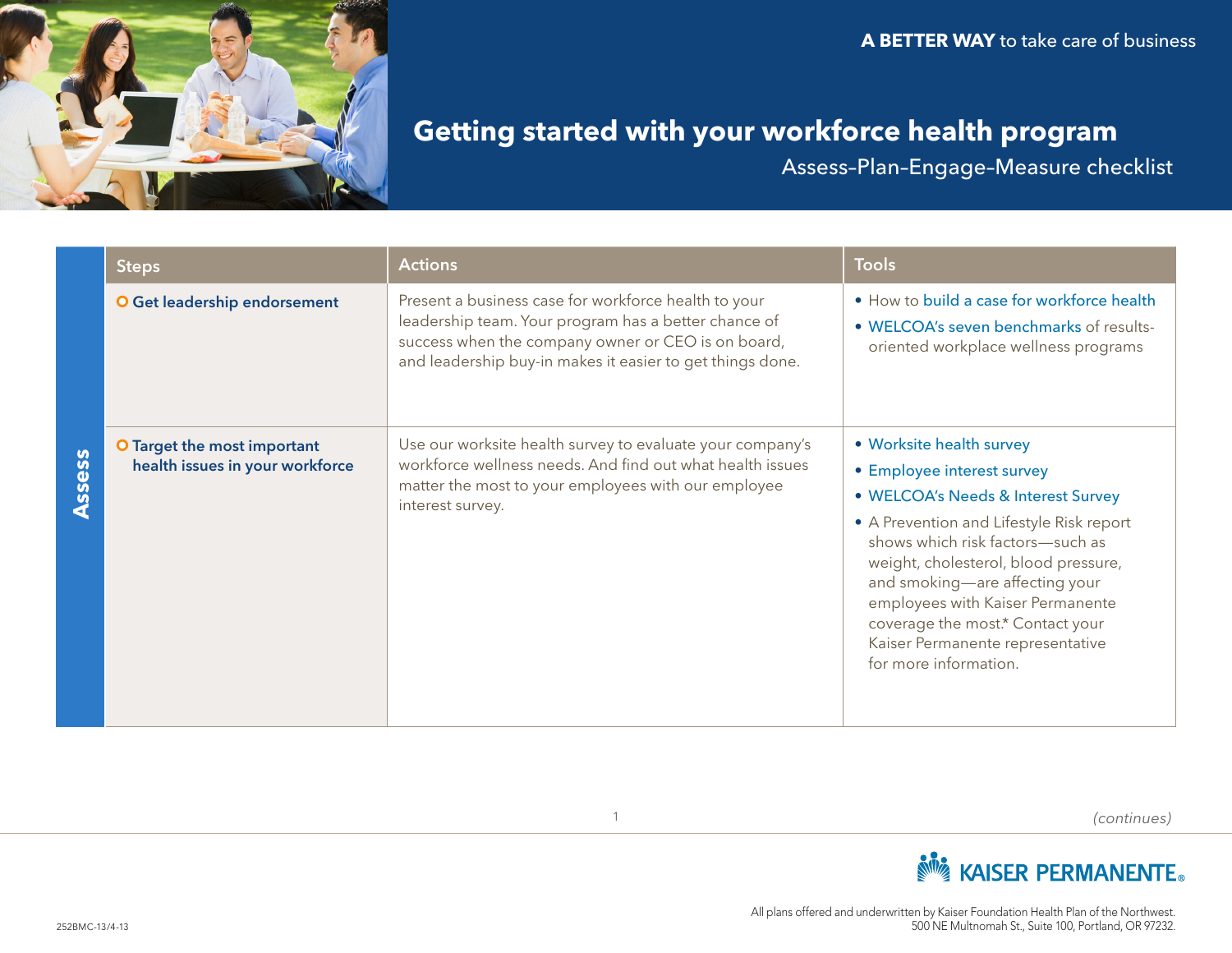**A BETTER WAY** to take care of business

# Getting started with your workforce health program

## Assess-Plan-Engage-Measure checklist

| | Steps | Actions | Tools |
|---|---|---|---|
| **Assess** | **Get leadership endorsement** | Present a business case for workforce health to your leadership team. Your program has a better chance of success when the company owner or CEO is on board, and leadership buy-in makes it easier to get things done. | • How to build a case for workforce health<br>• WELCOA's seven benchmarks of results-oriented workplace wellness programs |
| | **Target the most important health issues in your workforce** | Use our worksite health survey to evaluate your company's workforce wellness needs. And find out what health issues matter the most to your employees with our employee interest survey. | • Worksite health survey<br>• Employee interest survey<br>• WELCOA's Needs & Interest Survey<br>• A Prevention and Lifestyle Risk report shows which risk factors—such as weight, cholesterol, blood pressure, and smoking—are affecting your employees with Kaiser Permanente coverage the most.* Contact your Kaiser Permanente representative for more information. |

*(continues)*

KAISER PERMANENTE®

All plans offered and underwritten by Kaiser Foundation Health Plan of the Northwest.
500 NE Multnomah St., Suite 100, Portland, OR 97232.

252BMC-13/4-13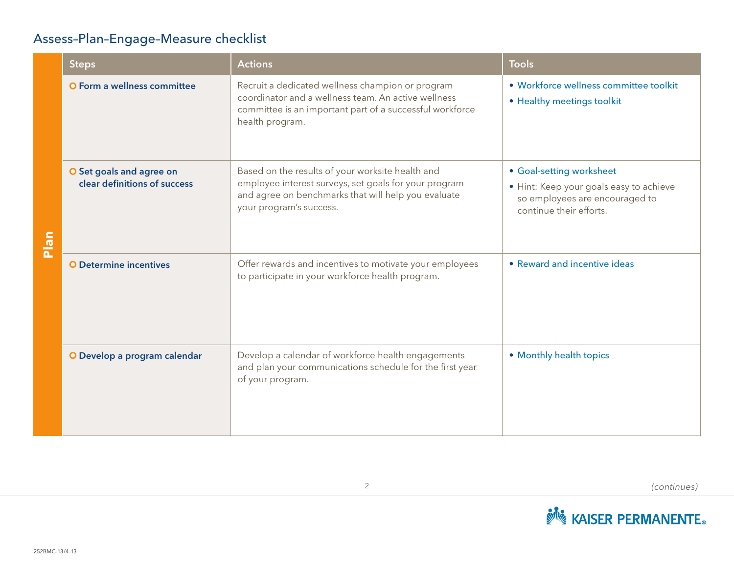## Assess–Plan–Engage–Measure checklist

| | Steps | Actions | Tools |
|---|---|---|---|
| **Plan** | **○ Form a wellness committee** | Recruit a dedicated wellness champion or program coordinator and a wellness team. An active wellness committee is an important part of a successful workforce health program. | • Workforce wellness committee toolkit<br>• Healthy meetings toolkit |
| | **○ Set goals and agree on clear definitions of success** | Based on the results of your worksite health and employee interest surveys, set goals for your program and agree on benchmarks that will help you evaluate your program's success. | • Goal-setting worksheet<br>• Hint: Keep your goals easy to achieve so employees are encouraged to continue their efforts. |
| | **○ Determine incentives** | Offer rewards and incentives to motivate your employees to participate in your workforce health program. | • Reward and incentive ideas |
| | **○ Develop a program calendar** | Develop a calendar of workforce health engagements and plan your communications schedule for the first year of your program. | • Monthly health topics |

*(continues)*

252BMC-13/4-13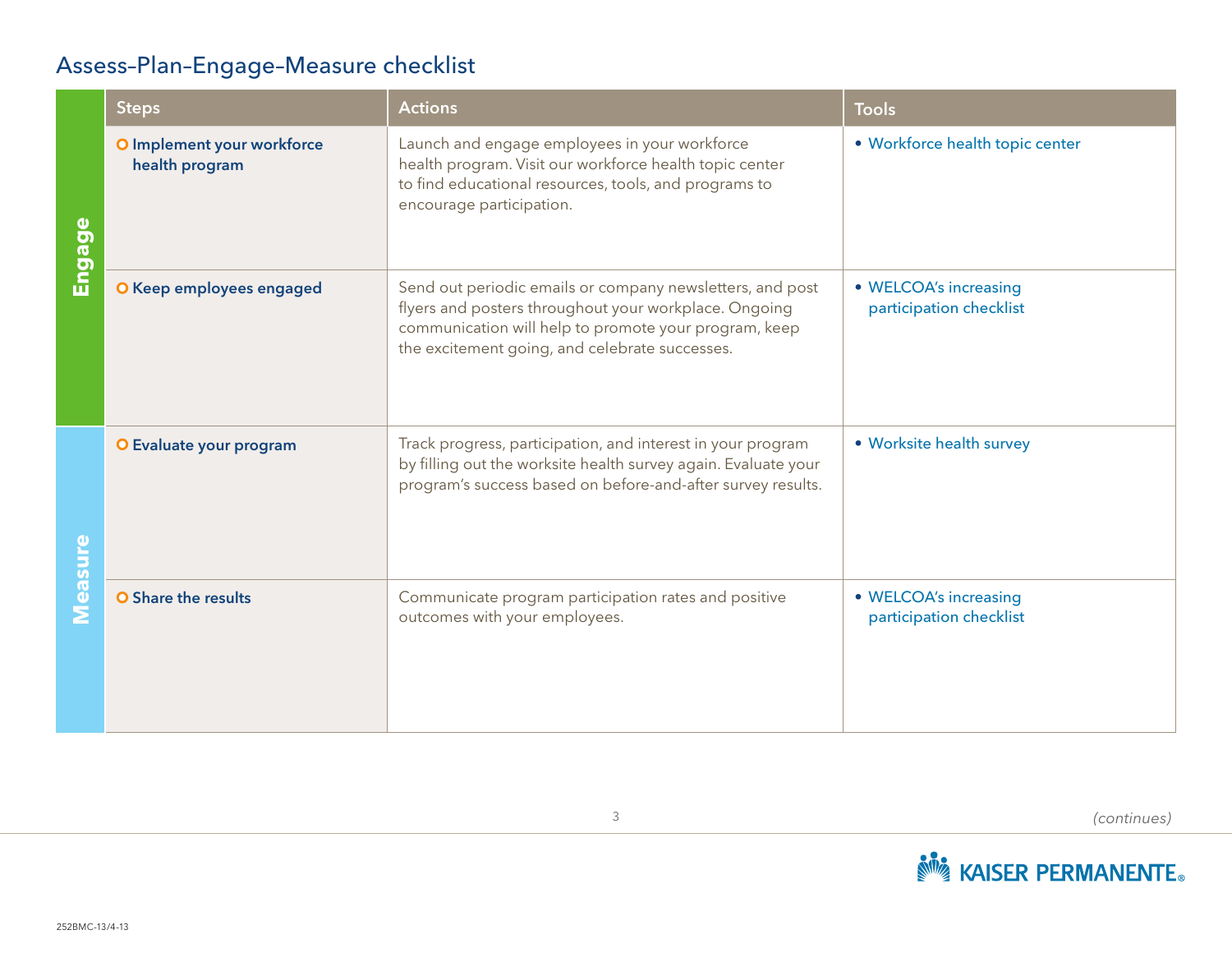## Assess–Plan–Engage–Measure checklist

| | Steps | Actions | Tools |
|---|---|---|---|
| **Engage** | **Implement your workforce health program** | Launch and engage employees in your workforce health program. Visit our workforce health topic center to find educational resources, tools, and programs to encourage participation. | • Workforce health topic center |
| | **Keep employees engaged** | Send out periodic emails or company newsletters, and post flyers and posters throughout your workplace. Ongoing communication will help to promote your program, keep the excitement going, and celebrate successes. | • WELCOA's increasing participation checklist |
| **Measure** | **Evaluate your program** | Track progress, participation, and interest in your program by filling out the worksite health survey again. Evaluate your program's success based on before-and-after survey results. | • Worksite health survey |
| | **Share the results** | Communicate program participation rates and positive outcomes with your employees. | • WELCOA's increasing participation checklist |

*(continues)*

252BMC-13/4-13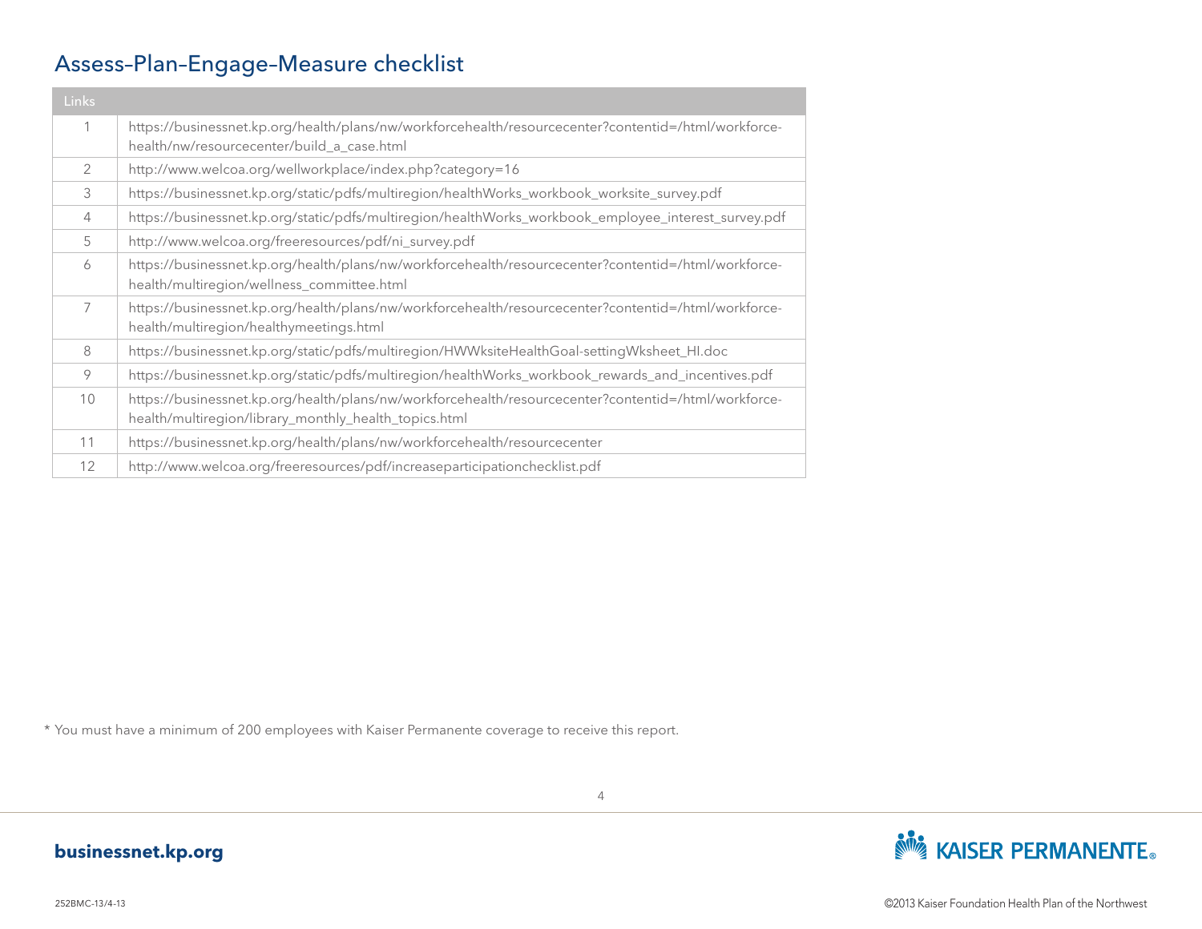## Assess–Plan–Engage–Measure checklist

| Links | |
|---|---|
| 1 | https://businessnet.kp.org/health/plans/nw/workforcehealth/resourcecenter?contentid=/html/workforce-health/nw/resourcecenter/build_a_case.html |
| 2 | http://www.welcoa.org/wellworkplace/index.php?category=16 |
| 3 | https://businessnet.kp.org/static/pdfs/multiregion/healthWorks_workbook_worksite_survey.pdf |
| 4 | https://businessnet.kp.org/static/pdfs/multiregion/healthWorks_workbook_employee_interest_survey.pdf |
| 5 | http://www.welcoa.org/freeresources/pdf/ni_survey.pdf |
| 6 | https://businessnet.kp.org/health/plans/nw/workforcehealth/resourcecenter?contentid=/html/workforce-health/multiregion/wellness_committee.html |
| 7 | https://businessnet.kp.org/health/plans/nw/workforcehealth/resourcecenter?contentid=/html/workforce-health/multiregion/healthymeetings.html |
| 8 | https://businessnet.kp.org/static/pdfs/multiregion/HWWksiteHealthGoal-settingWksheet_HI.doc |
| 9 | https://businessnet.kp.org/static/pdfs/multiregion/healthWorks_workbook_rewards_and_incentives.pdf |
| 10 | https://businessnet.kp.org/health/plans/nw/workforcehealth/resourcecenter?contentid=/html/workforce-health/multiregion/library_monthly_health_topics.html |
| 11 | https://businessnet.kp.org/health/plans/nw/workforcehealth/resourcecenter |
| 12 | http://www.welcoa.org/freeresources/pdf/increaseparticipationchecklist.pdf |

* You must have a minimum of 200 employees with Kaiser Permanente coverage to receive this report.

**businessnet.kp.org**

KAISER PERMANENTE®

252BMC-13/4-13

©2013 Kaiser Foundation Health Plan of the Northwest